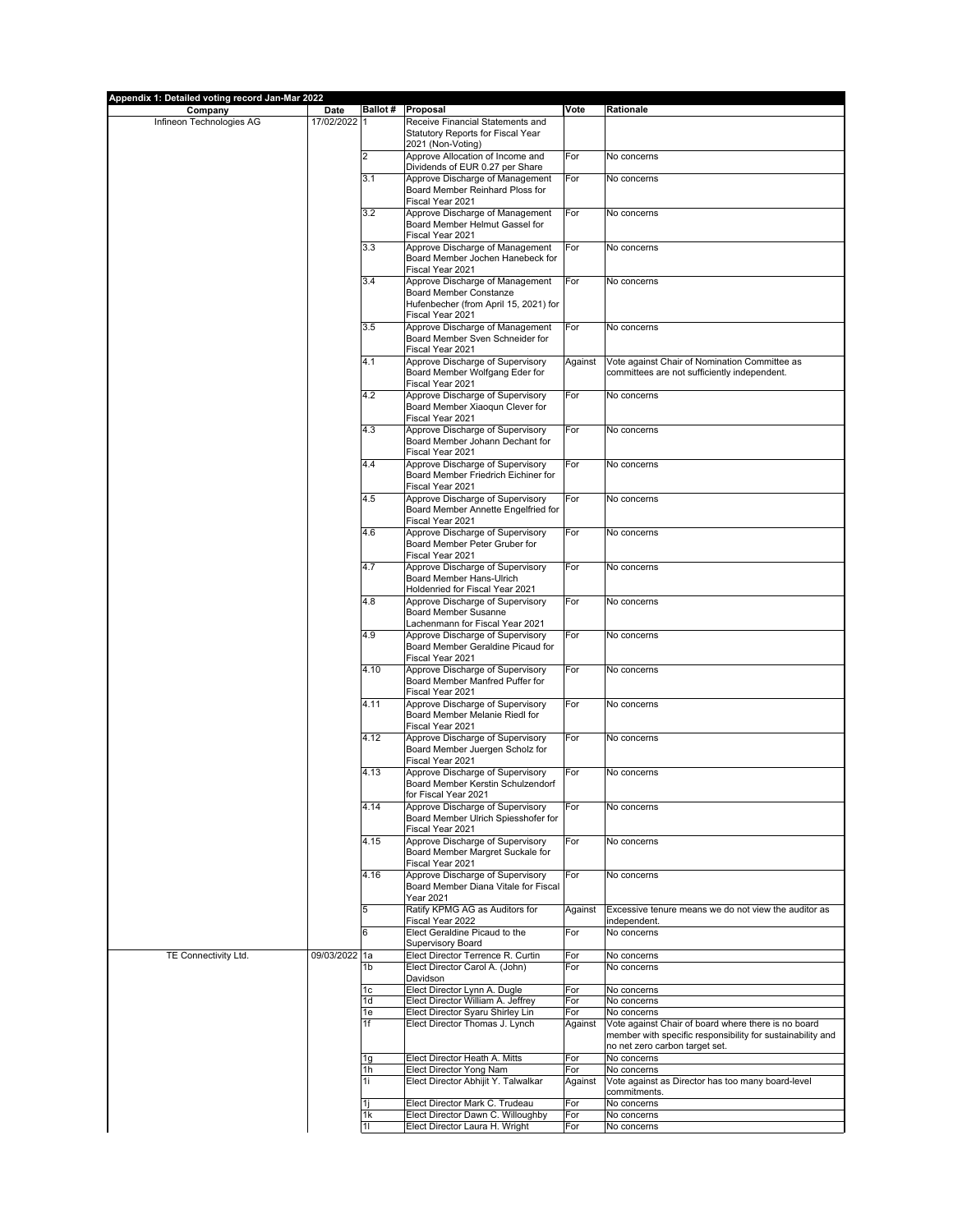**Appendix 1: Detailed voting record Jan-Mar 2022**

| Company | Date | Ballot # | Proposal | Vote | Rationale |
|---|---|---|---|---|---|
| Infineon Technologies AG | 17/02/2022 | 1 | Receive Financial Statements and Statutory Reports for Fiscal Year 2021 (Non-Voting) | | |
| | | 2 | Approve Allocation of Income and Dividends of EUR 0.27 per Share | For | No concerns |
| | | 3.1 | Approve Discharge of Management Board Member Reinhard Ploss for Fiscal Year 2021 | For | No concerns |
| | | 3.2 | Approve Discharge of Management Board Member Helmut Gassel for Fiscal Year 2021 | For | No concerns |
| | | 3.3 | Approve Discharge of Management Board Member Jochen Hanebeck for Fiscal Year 2021 | For | No concerns |
| | | 3.4 | Approve Discharge of Management Board Member Constanze Hufenbecher (from April 15, 2021) for Fiscal Year 2021 | For | No concerns |
| | | 3.5 | Approve Discharge of Management Board Member Sven Schneider for Fiscal Year 2021 | For | No concerns |
| | | 4.1 | Approve Discharge of Supervisory Board Member Wolfgang Eder for Fiscal Year 2021 | Against | Vote against Chair of Nomination Committee as committees are not sufficiently independent. |
| | | 4.2 | Approve Discharge of Supervisory Board Member Xiaoqun Clever for Fiscal Year 2021 | For | No concerns |
| | | 4.3 | Approve Discharge of Supervisory Board Member Johann Dechant for Fiscal Year 2021 | For | No concerns |
| | | 4.4 | Approve Discharge of Supervisory Board Member Friedrich Eichiner for Fiscal Year 2021 | For | No concerns |
| | | 4.5 | Approve Discharge of Supervisory Board Member Annette Engelfried for Fiscal Year 2021 | For | No concerns |
| | | 4.6 | Approve Discharge of Supervisory Board Member Peter Gruber for Fiscal Year 2021 | For | No concerns |
| | | 4.7 | Approve Discharge of Supervisory Board Member Hans-Ulrich Holdenried for Fiscal Year 2021 | For | No concerns |
| | | 4.8 | Approve Discharge of Supervisory Board Member Susanne Lachenmann for Fiscal Year 2021 | For | No concerns |
| | | 4.9 | Approve Discharge of Supervisory Board Member Geraldine Picaud for Fiscal Year 2021 | For | No concerns |
| | | 4.10 | Approve Discharge of Supervisory Board Member Manfred Puffer for Fiscal Year 2021 | For | No concerns |
| | | 4.11 | Approve Discharge of Supervisory Board Member Melanie Riedl for Fiscal Year 2021 | For | No concerns |
| | | 4.12 | Approve Discharge of Supervisory Board Member Juergen Scholz for Fiscal Year 2021 | For | No concerns |
| | | 4.13 | Approve Discharge of Supervisory Board Member Kerstin Schulzendorf for Fiscal Year 2021 | For | No concerns |
| | | 4.14 | Approve Discharge of Supervisory Board Member Ulrich Spiesshofer for Fiscal Year 2021 | For | No concerns |
| | | 4.15 | Approve Discharge of Supervisory Board Member Margret Suckale for Fiscal Year 2021 | For | No concerns |
| | | 4.16 | Approve Discharge of Supervisory Board Member Diana Vitale for Fiscal Year 2021 | For | No concerns |
| | | 5 | Ratify KPMG AG as Auditors for Fiscal Year 2022 | Against | Excessive tenure means we do not view the auditor as independent. |
| | | 6 | Elect Geraldine Picaud to the Supervisory Board | For | No concerns |
| TE Connectivity Ltd. | 09/03/2022 | 1a | Elect Director Terrence R. Curtin | For | No concerns |
| | | 1b | Elect Director Carol A. (John) Davidson | For | No concerns |
| | | 1c | Elect Director Lynn A. Dugle | For | No concerns |
| | | 1d | Elect Director William A. Jeffrey | For | No concerns |
| | | 1e | Elect Director Syaru Shirley Lin | For | No concerns |
| | | 1f | Elect Director Thomas J. Lynch | Against | Vote against Chair of board where there is no board member with specific responsibility for sustainability and no net zero carbon target set. |
| | | 1g | Elect Director Heath A. Mitts | For | No concerns |
| | | 1h | Elect Director Yong Nam | For | No concerns |
| | | 1i | Elect Director Abhijit Y. Talwalkar | Against | Vote against as Director has too many board-level commitments. |
| | | 1j | Elect Director Mark C. Trudeau | For | No concerns |
| | | 1k | Elect Director Dawn C. Willoughby | For | No concerns |
| | | 1l | Elect Director Laura H. Wright | For | No concerns |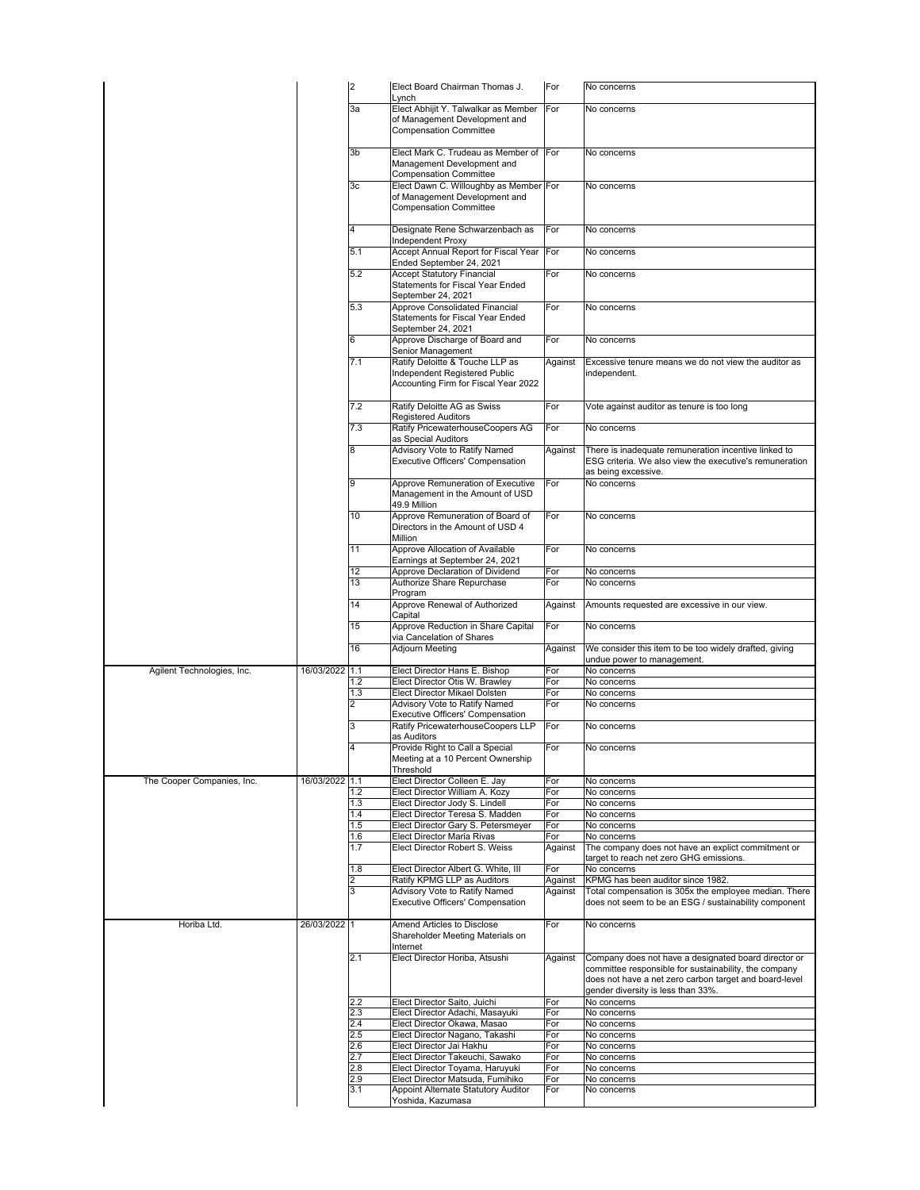| | | | | | |
|---|---|---|---|---|---|
| | | 2 | Elect Board Chairman Thomas J. Lynch | For | No concerns |
| | | 3a | Elect Abhijit Y. Talwalkar as Member of Management Development and Compensation Committee | For | No concerns |
| | | 3b | Elect Mark C. Trudeau as Member of Management Development and Compensation Committee | For | No concerns |
| | | 3c | Elect Dawn C. Willoughby as Member of Management Development and Compensation Committee | For | No concerns |
| | | 4 | Designate Rene Schwarzenbach as Independent Proxy | For | No concerns |
| | | 5.1 | Accept Annual Report for Fiscal Year Ended September 24, 2021 | For | No concerns |
| | | 5.2 | Accept Statutory Financial Statements for Fiscal Year Ended September 24, 2021 | For | No concerns |
| | | 5.3 | Approve Consolidated Financial Statements for Fiscal Year Ended September 24, 2021 | For | No concerns |
| | | 6 | Approve Discharge of Board and Senior Management | For | No concerns |
| | | 7.1 | Ratify Deloitte & Touche LLP as Independent Registered Public Accounting Firm for Fiscal Year 2022 | Against | Excessive tenure means we do not view the auditor as independent. |
| | | 7.2 | Ratify Deloitte AG as Swiss Registered Auditors | For | Vote against auditor as tenure is too long |
| | | 7.3 | Ratify PricewaterhouseCoopers AG as Special Auditors | For | No concerns |
| | | 8 | Advisory Vote to Ratify Named Executive Officers' Compensation | Against | There is inadequate remuneration incentive linked to ESG criteria. We also view the executive's remuneration as being excessive. |
| | | 9 | Approve Remuneration of Executive Management in the Amount of USD 49.9 Million | For | No concerns |
| | | 10 | Approve Remuneration of Board of Directors in the Amount of USD 4 Million | For | No concerns |
| | | 11 | Approve Allocation of Available Earnings at September 24, 2021 | For | No concerns |
| | | 12 | Approve Declaration of Dividend | For | No concerns |
| | | 13 | Authorize Share Repurchase Program | For | No concerns |
| | | 14 | Approve Renewal of Authorized Capital | Against | Amounts requested are excessive in our view. |
| | | 15 | Approve Reduction in Share Capital via Cancelation of Shares | For | No concerns |
| | | 16 | Adjourn Meeting | Against | We consider this item to be too widely drafted, giving undue power to management. |
| Agilent Technologies, Inc. | 16/03/2022 | 1.1 | Elect Director Hans E. Bishop | For | No concerns |
| | | 1.2 | Elect Director Otis W. Brawley | For | No concerns |
| | | 1.3 | Elect Director Mikael Dolsten | For | No concerns |
| | | 2 | Advisory Vote to Ratify Named Executive Officers' Compensation | For | No concerns |
| | | 3 | Ratify PricewaterhouseCoopers LLP as Auditors | For | No concerns |
| | | 4 | Provide Right to Call a Special Meeting at a 10 Percent Ownership Threshold | For | No concerns |
| The Cooper Companies, Inc. | 16/03/2022 | 1.1 | Elect Director Colleen E. Jay | For | No concerns |
| | | 1.2 | Elect Director William A. Kozy | For | No concerns |
| | | 1.3 | Elect Director Jody S. Lindell | For | No concerns |
| | | 1.4 | Elect Director Teresa S. Madden | For | No concerns |
| | | 1.5 | Elect Director Gary S. Petersmeyer | For | No concerns |
| | | 1.6 | Elect Director Maria Rivas | For | No concerns |
| | | 1.7 | Elect Director Robert S. Weiss | Against | The company does not have an explict commitment or target to reach net zero GHG emissions. |
| | | 1.8 | Elect Director Albert G. White, III | For | No concerns |
| | | 2 | Ratify KPMG LLP as Auditors | Against | KPMG has been auditor since 1982. |
| | | 3 | Advisory Vote to Ratify Named Executive Officers' Compensation | Against | Total compensation is 305x the employee median. There does not seem to be an ESG / sustainability component |
| Horiba Ltd. | 26/03/2022 | 1 | Amend Articles to Disclose Shareholder Meeting Materials on Internet | For | No concerns |
| | | 2.1 | Elect Director Horiba, Atsushi | Against | Company does not have a designated board director or committee responsible for sustainability, the company does not have a net zero carbon target and board-level gender diversity is less than 33%. |
| | | 2.2 | Elect Director Saito, Juichi | For | No concerns |
| | | 2.3 | Elect Director Adachi, Masayuki | For | No concerns |
| | | 2.4 | Elect Director Okawa, Masao | For | No concerns |
| | | 2.5 | Elect Director Nagano, Takashi | For | No concerns |
| | | 2.6 | Elect Director Jai Hakhu | For | No concerns |
| | | 2.7 | Elect Director Takeuchi, Sawako | For | No concerns |
| | | 2.8 | Elect Director Toyama, Haruyuki | For | No concerns |
| | | 2.9 | Elect Director Matsuda, Fumihiko | For | No concerns |
| | | 3.1 | Appoint Alternate Statutory Auditor Yoshida, Kazumasa | For | No concerns |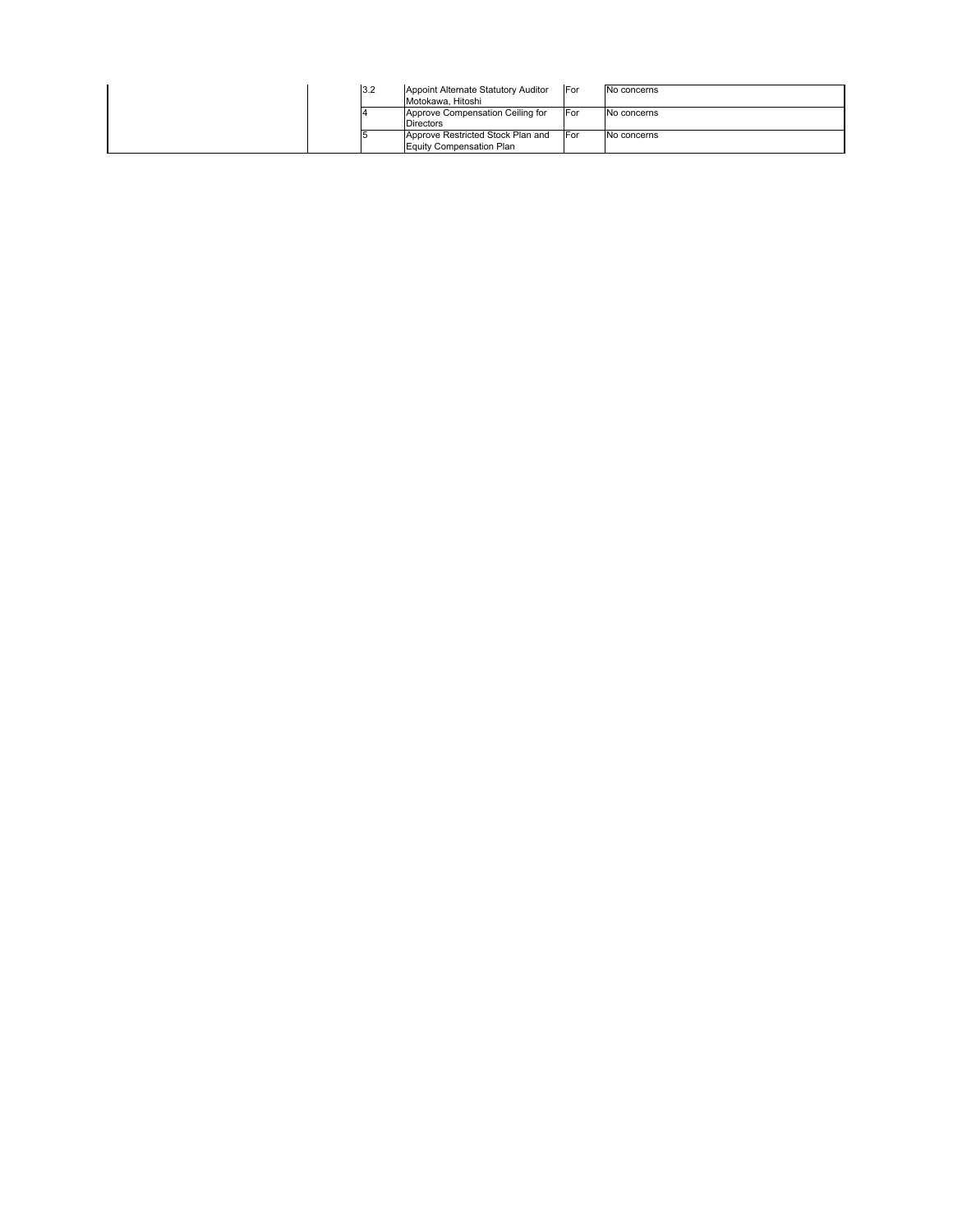| | | | | | |
|---|---|---|---|---|---|
| | | 3.2 | Appoint Alternate Statutory Auditor Motokawa, Hitoshi | For | No concerns |
| | | 4 | Approve Compensation Ceiling for Directors | For | No concerns |
| | | 5 | Approve Restricted Stock Plan and Equity Compensation Plan | For | No concerns |